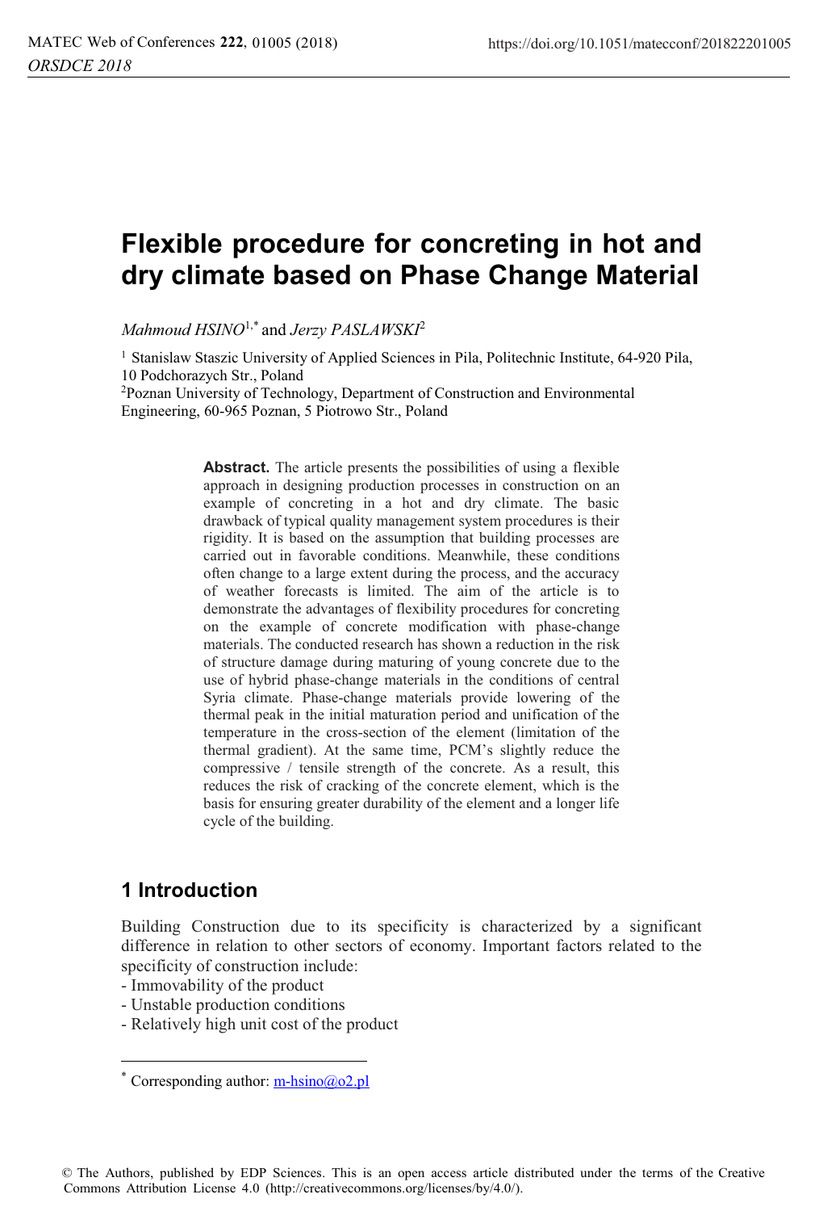# Flexible procedure for concreting in hot and dry climate based on Phase Change Material

*Mahmoud HSINO*[1,*] and *Jerzy PASLAWSKI*[2]

[1] Stanislaw Staszic University of Applied Sciences in Pila, Politechnic Institute, 64-920 Pila, 10 Podchorazych Str., Poland

[2] Poznan University of Technology, Department of Construction and Environmental Engineering, 60-965 Poznan, 5 Piotrowo Str., Poland

**Abstract.** The article presents the possibilities of using a flexible approach in designing production processes in construction on an example of concreting in a hot and dry climate. The basic drawback of typical quality management system procedures is their rigidity. It is based on the assumption that building processes are carried out in favorable conditions. Meanwhile, these conditions often change to a large extent during the process, and the accuracy of weather forecasts is limited. The aim of the article is to demonstrate the advantages of flexibility procedures for concreting on the example of concrete modification with phase-change materials. The conducted research has shown a reduction in the risk of structure damage during maturing of young concrete due to the use of hybrid phase-change materials in the conditions of central Syria climate. Phase-change materials provide lowering of the thermal peak in the initial maturation period and unification of the temperature in the cross-section of the element (limitation of the thermal gradient). At the same time, PCM's slightly reduce the compressive / tensile strength of the concrete. As a result, this reduces the risk of cracking of the concrete element, which is the basis for ensuring greater durability of the element and a longer life cycle of the building.

## 1 Introduction

Building Construction due to its specificity is characterized by a significant difference in relation to other sectors of economy. Important factors related to the specificity of construction include:

- Immovability of the product
- Unstable production conditions
- Relatively high unit cost of the product

[*] Corresponding author: m-hsino@o2.pl

© The Authors, published by EDP Sciences. This is an open access article distributed under the terms of the Creative Commons Attribution License 4.0 (http://creativecommons.org/licenses/by/4.0/).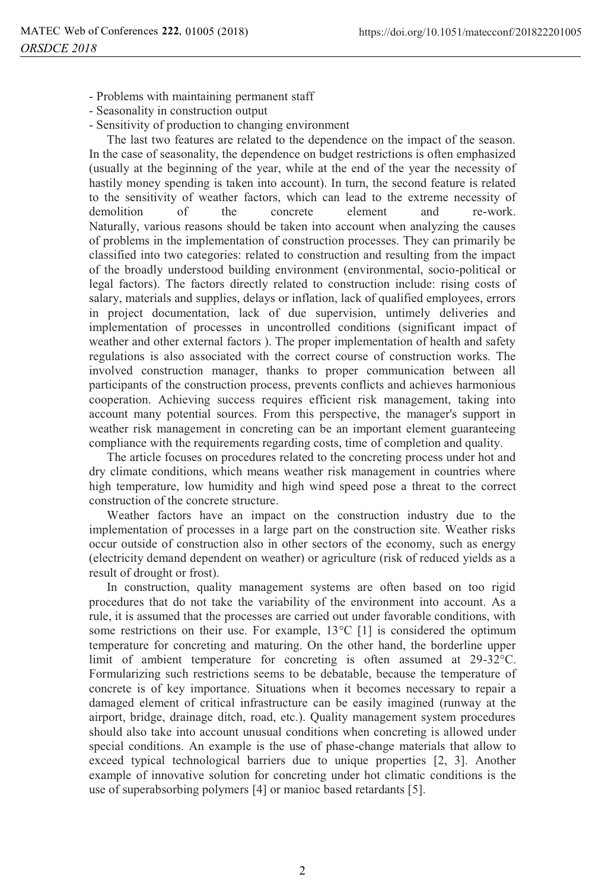- Problems with maintaining permanent staff
- Seasonality in construction output
- Sensitivity of production to changing environment

The last two features are related to the dependence on the impact of the season. In the case of seasonality, the dependence on budget restrictions is often emphasized (usually at the beginning of the year, while at the end of the year the necessity of hastily money spending is taken into account). In turn, the second feature is related to the sensitivity of weather factors, which can lead to the extreme necessity of demolition of the concrete element and re-work. Naturally, various reasons should be taken into account when analyzing the causes of problems in the implementation of construction processes. They can primarily be classified into two categories: related to construction and resulting from the impact of the broadly understood building environment (environmental, socio-political or legal factors). The factors directly related to construction include: rising costs of salary, materials and supplies, delays or inflation, lack of qualified employees, errors in project documentation, lack of due supervision, untimely deliveries and implementation of processes in uncontrolled conditions (significant impact of weather and other external factors ). The proper implementation of health and safety regulations is also associated with the correct course of construction works. The involved construction manager, thanks to proper communication between all participants of the construction process, prevents conflicts and achieves harmonious cooperation. Achieving success requires efficient risk management, taking into account many potential sources. From this perspective, the manager's support in weather risk management in concreting can be an important element guaranteeing compliance with the requirements regarding costs, time of completion and quality.

The article focuses on procedures related to the concreting process under hot and dry climate conditions, which means weather risk management in countries where high temperature, low humidity and high wind speed pose a threat to the correct construction of the concrete structure.

Weather factors have an impact on the construction industry due to the implementation of processes in a large part on the construction site. Weather risks occur outside of construction also in other sectors of the economy, such as energy (electricity demand dependent on weather) or agriculture (risk of reduced yields as a result of drought or frost).

In construction, quality management systems are often based on too rigid procedures that do not take the variability of the environment into account. As a rule, it is assumed that the processes are carried out under favorable conditions, with some restrictions on their use. For example, 13°C [1] is considered the optimum temperature for concreting and maturing. On the other hand, the borderline upper limit of ambient temperature for concreting is often assumed at 29-32°C. Formularizing such restrictions seems to be debatable, because the temperature of concrete is of key importance. Situations when it becomes necessary to repair a damaged element of critical infrastructure can be easily imagined (runway at the airport, bridge, drainage ditch, road, etc.). Quality management system procedures should also take into account unusual conditions when concreting is allowed under special conditions. An example is the use of phase-change materials that allow to exceed typical technological barriers due to unique properties [2, 3]. Another example of innovative solution for concreting under hot climatic conditions is the use of superabsorbing polymers [4] or manioc based retardants [5].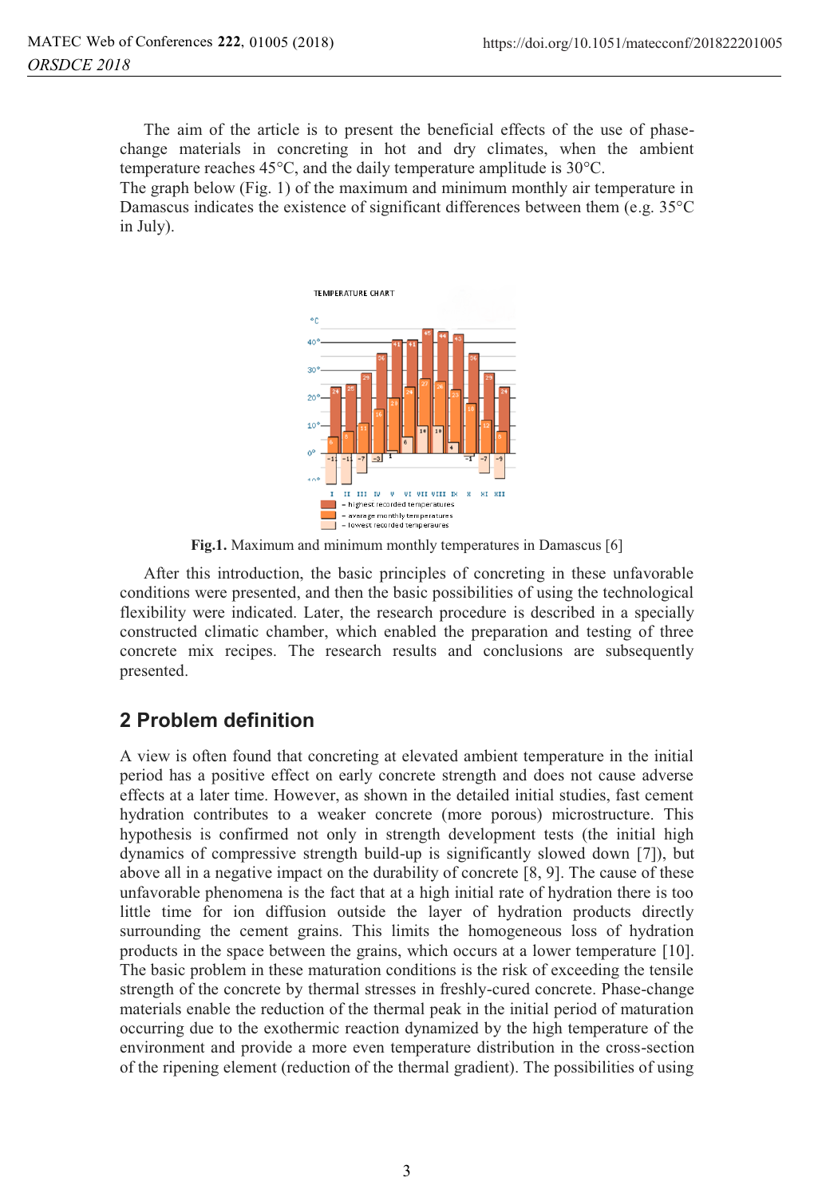The aim of the article is to present the beneficial effects of the use of phase-change materials in concreting in hot and dry climates, when the ambient temperature reaches 45°C, and the daily temperature amplitude is 30°C.
The graph below (Fig. 1) of the maximum and minimum monthly air temperature in Damascus indicates the existence of significant differences between them (e.g. 35°C in July).

**Fig.1.** Maximum and minimum monthly temperatures in Damascus [6]

After this introduction, the basic principles of concreting in these unfavorable conditions were presented, and then the basic possibilities of using the technological flexibility were indicated. Later, the research procedure is described in a specially constructed climatic chamber, which enabled the preparation and testing of three concrete mix recipes. The research results and conclusions are subsequently presented.

## 2 Problem definition

A view is often found that concreting at elevated ambient temperature in the initial period has a positive effect on early concrete strength and does not cause adverse effects at a later time. However, as shown in the detailed initial studies, fast cement hydration contributes to a weaker concrete (more porous) microstructure. This hypothesis is confirmed not only in strength development tests (the initial high dynamics of compressive strength build-up is significantly slowed down [7]), but above all in a negative impact on the durability of concrete [8, 9]. The cause of these unfavorable phenomena is the fact that at a high initial rate of hydration there is too little time for ion diffusion outside the layer of hydration products directly surrounding the cement grains. This limits the homogeneous loss of hydration products in the space between the grains, which occurs at a lower temperature [10]. The basic problem in these maturation conditions is the risk of exceeding the tensile strength of the concrete by thermal stresses in freshly-cured concrete. Phase-change materials enable the reduction of the thermal peak in the initial period of maturation occurring due to the exothermic reaction dynamized by the high temperature of the environment and provide a more even temperature distribution in the cross-section of the ripening element (reduction of the thermal gradient). The possibilities of using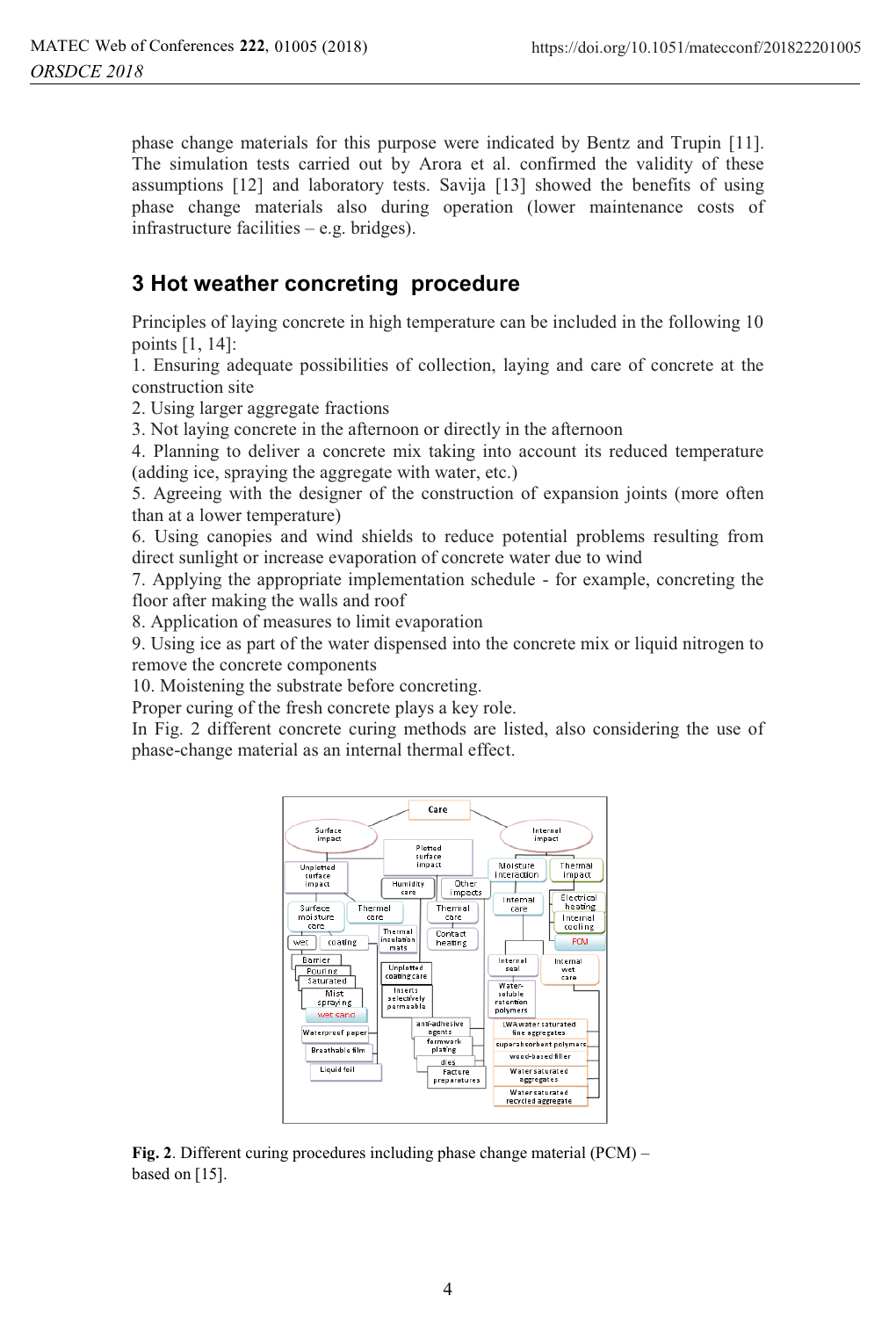phase change materials for this purpose were indicated by Bentz and Trupin [11]. The simulation tests carried out by Arora et al. confirmed the validity of these assumptions [12] and laboratory tests. Savija [13] showed the benefits of using phase change materials also during operation (lower maintenance costs of infrastructure facilities – e.g. bridges).

## 3 Hot weather concreting procedure

Principles of laying concrete in high temperature can be included in the following 10 points [1, 14]:

1. Ensuring adequate possibilities of collection, laying and care of concrete at the construction site
2. Using larger aggregate fractions
3. Not laying concrete in the afternoon or directly in the afternoon
4. Planning to deliver a concrete mix taking into account its reduced temperature (adding ice, spraying the aggregate with water, etc.)
5. Agreeing with the designer of the construction of expansion joints (more often than at a lower temperature)
6. Using canopies and wind shields to reduce potential problems resulting from direct sunlight or increase evaporation of concrete water due to wind
7. Applying the appropriate implementation schedule - for example, concreting the floor after making the walls and roof
8. Application of measures to limit evaporation
9. Using ice as part of the water dispensed into the concrete mix or liquid nitrogen to remove the concrete components
10. Moistening the substrate before concreting.

Proper curing of the fresh concrete plays a key role.

In Fig. 2 different concrete curing methods are listed, also considering the use of phase-change material as an internal thermal effect.

**Fig. 2**. Different curing procedures including phase change material (PCM) – based on [15].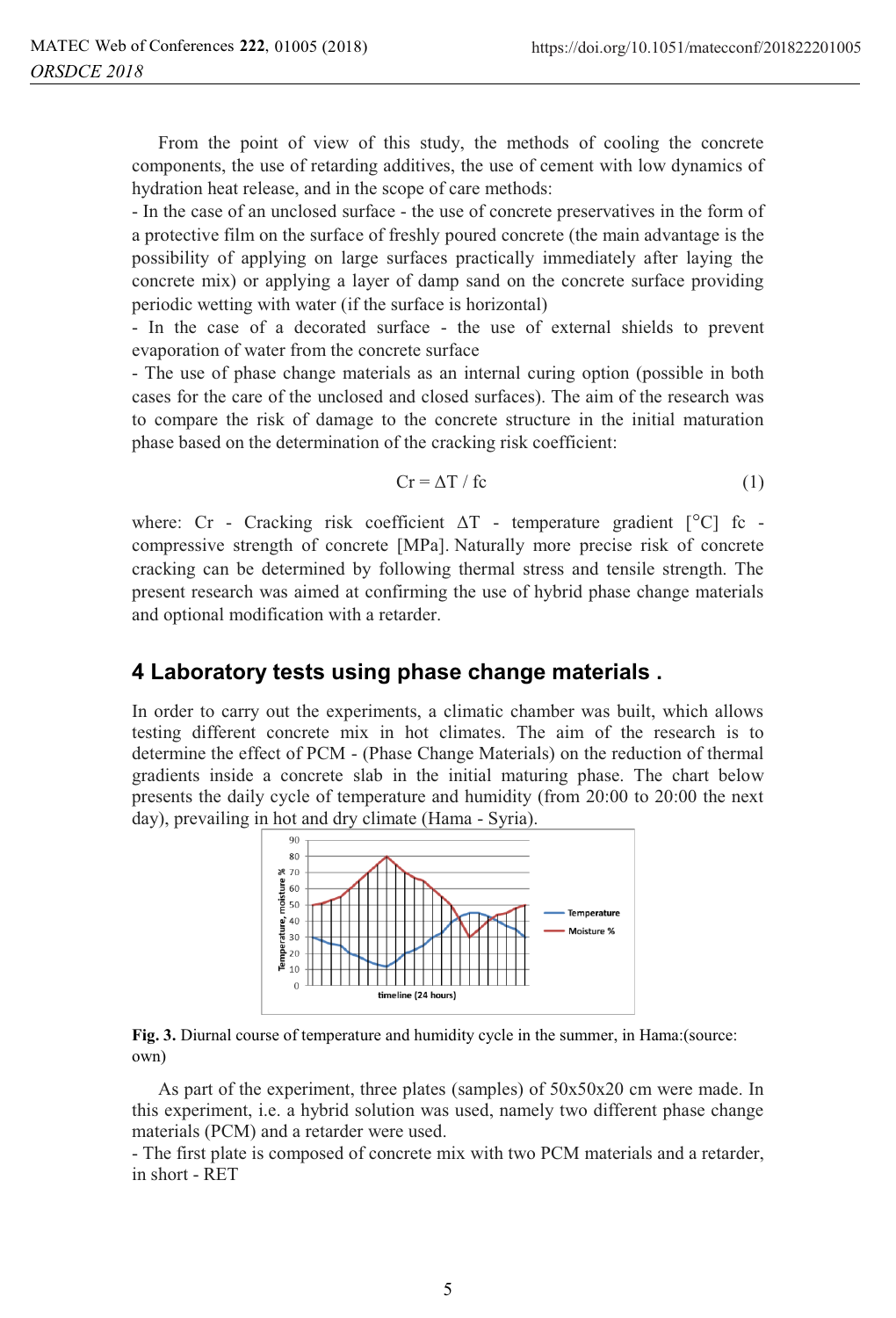From the point of view of this study, the methods of cooling the concrete components, the use of retarding additives, the use of cement with low dynamics of hydration heat release, and in the scope of care methods:

- In the case of an unclosed surface - the use of concrete preservatives in the form of a protective film on the surface of freshly poured concrete (the main advantage is the possibility of applying on large surfaces practically immediately after laying the concrete mix) or applying a layer of damp sand on the concrete surface providing periodic wetting with water (if the surface is horizontal)
- In the case of a decorated surface - the use of external shields to prevent evaporation of water from the concrete surface
- The use of phase change materials as an internal curing option (possible in both cases for the care of the unclosed and closed surfaces). The aim of the research was to compare the risk of damage to the concrete structure in the initial maturation phase based on the determination of the cracking risk coefficient:

$$Cr = \Delta T / fc \quad (1)$$

where: Cr - Cracking risk coefficient $\Delta T$ - temperature gradient [°C] fc - compressive strength of concrete [MPa]. Naturally more precise risk of concrete cracking can be determined by following thermal stress and tensile strength. The present research was aimed at confirming the use of hybrid phase change materials and optional modification with a retarder.

## 4 Laboratory tests using phase change materials .

In order to carry out the experiments, a climatic chamber was built, which allows testing different concrete mix in hot climates. The aim of the research is to determine the effect of PCM - (Phase Change Materials) on the reduction of thermal gradients inside a concrete slab in the initial maturing phase. The chart below presents the daily cycle of temperature and humidity (from 20:00 to 20:00 the next day), prevailing in hot and dry climate (Hama - Syria).

**Fig. 3.** Diurnal course of temperature and humidity cycle in the summer, in Hama:(source: own)

As part of the experiment, three plates (samples) of 50x50x20 cm were made. In this experiment, i.e. a hybrid solution was used, namely two different phase change materials (PCM) and a retarder were used.

- The first plate is composed of concrete mix with two PCM materials and a retarder, in short - RET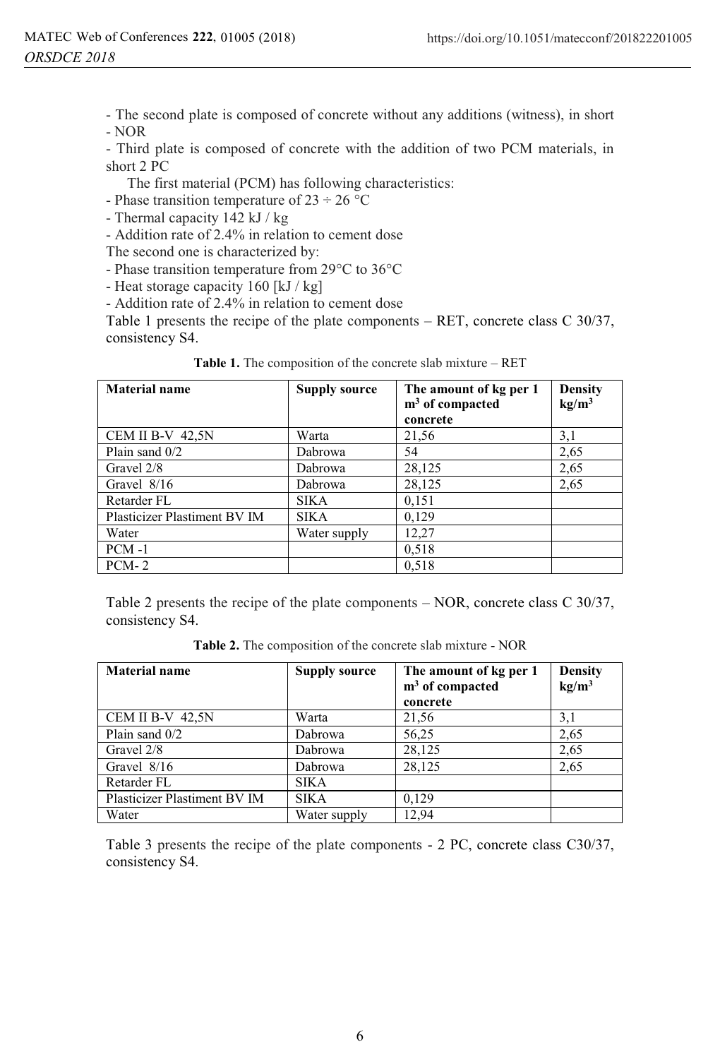- The second plate is composed of concrete without any additions (witness), in short - NOR

- Third plate is composed of concrete with the addition of two PCM materials, in short 2 PC

The first material (PCM) has following characteristics:

- Phase transition temperature of 23 ÷ 26 °C
- Thermal capacity 142 kJ / kg
- Addition rate of 2.4% in relation to cement dose

The second one is characterized by:

- Phase transition temperature from 29°C to 36°C
- Heat storage capacity 160 [kJ / kg]
- Addition rate of 2.4% in relation to cement dose

Table 1 presents the recipe of the plate components – RET, concrete class C 30/37, consistency S4.

**Table 1.** The composition of the concrete slab mixture – RET

| Material name | Supply source | The amount of kg per 1 $m^3$ of compacted concrete | Density $kg/m^3$ |
|---|---|---|---|
| CEM II B-V 42,5N | Warta | 21,56 | 3,1 |
| Plain sand 0/2 | Dabrowa | 54 | 2,65 |
| Gravel 2/8 | Dabrowa | 28,125 | 2,65 |
| Gravel 8/16 | Dabrowa | 28,125 | 2,65 |
| Retarder FL | SIKA | 0,151 | |
| Plasticizer Plastiment BV IM | SIKA | 0,129 | |
| Water | Water supply | 12,27 | |
| PCM -1 | | 0,518 | |
| PCM- 2 | | 0,518 | |

Table 2 presents the recipe of the plate components – NOR, concrete class C 30/37, consistency S4.

**Table 2.** The composition of the concrete slab mixture - NOR

| Material name | Supply source | The amount of kg per 1 $m^3$ of compacted concrete | Density $kg/m^3$ |
|---|---|---|---|
| CEM II B-V 42,5N | Warta | 21,56 | 3,1 |
| Plain sand 0/2 | Dabrowa | 56,25 | 2,65 |
| Gravel 2/8 | Dabrowa | 28,125 | 2,65 |
| Gravel 8/16 | Dabrowa | 28,125 | 2,65 |
| Retarder FL | SIKA | | |
| Plasticizer Plastiment BV IM | SIKA | 0,129 | |
| Water | Water supply | 12,94 | |

Table 3 presents the recipe of the plate components - 2 PC, concrete class C30/37, consistency S4.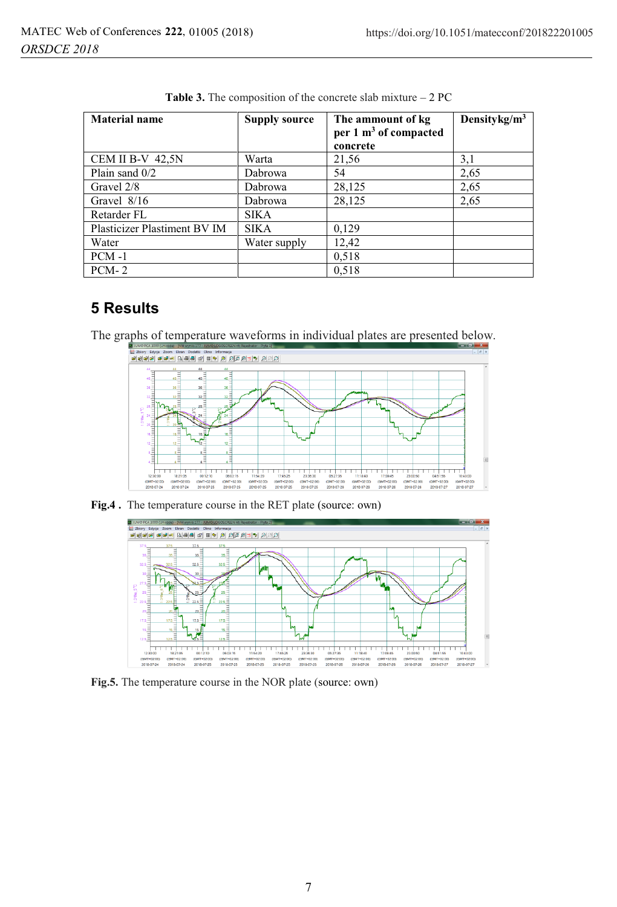**Table 3.** The composition of the concrete slab mixture – 2 PC

| Material name | Supply source | The ammount of kg per 1 m$^3$ of compacted concrete | Densitykg/m$^3$ |
|---|---|---|---|
| CEM II B-V 42,5N | Warta | 21,56 | 3,1 |
| Plain sand 0/2 | Dabrowa | 54 | 2,65 |
| Gravel 2/8 | Dabrowa | 28,125 | 2,65 |
| Gravel 8/16 | Dabrowa | 28,125 | 2,65 |
| Retarder FL | SIKA | | |
| Plasticizer Plastiment BV IM | SIKA | 0,129 | |
| Water | Water supply | 12,42 | |
| PCM -1 | | 0,518 | |
| PCM- 2 | | 0,518 | |

## 5 Results

The graphs of temperature waveforms in individual plates are presented below.

**Fig.4 .** The temperature course in the RET plate (source: own)

**Fig.5.** The temperature course in the NOR plate (source: own)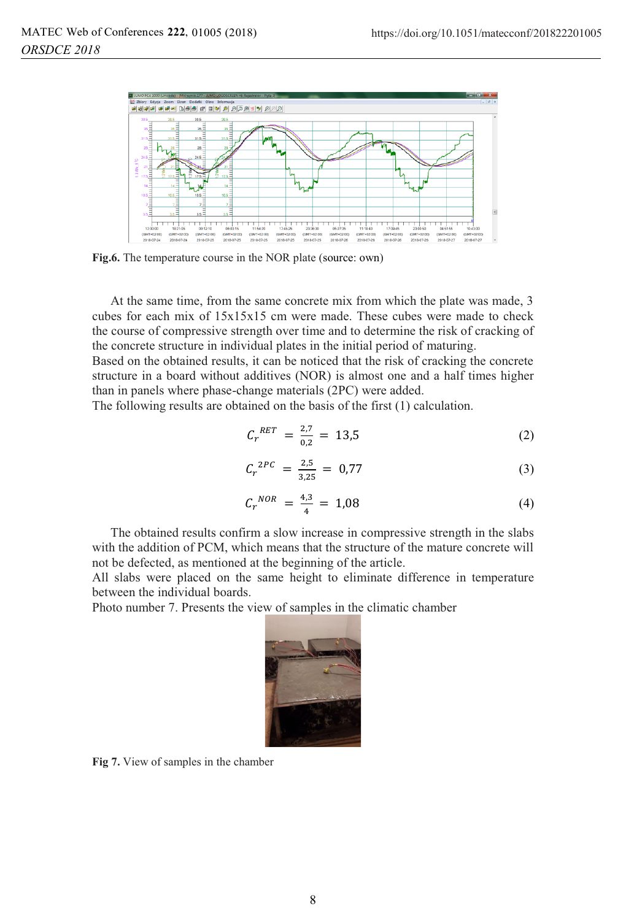Fig.6. The temperature course in the NOR plate (source: own)

At the same time, from the same concrete mix from which the plate was made, 3 cubes for each mix of 15x15x15 cm were made. These cubes were made to check the course of compressive strength over time and to determine the risk of cracking of the concrete structure in individual plates in the initial period of maturing.

Based on the obtained results, it can be noticed that the risk of cracking the concrete structure in a board without additives (NOR) is almost one and a half times higher than in panels where phase-change materials (2PC) were added.

The following results are obtained on the basis of the first (1) calculation.

$$C_r^{RET} = \frac{2{,}7}{0{,}2} = 13{,}5 \tag{2}$$

$$C_r^{2PC} = \frac{2{,}5}{3{,}25} = 0{,}77 \tag{3}$$

$$C_r^{NOR} = \frac{4{,}3}{4} = 1{,}08 \tag{4}$$

The obtained results confirm a slow increase in compressive strength in the slabs with the addition of PCM, which means that the structure of the mature concrete will not be defected, as mentioned at the beginning of the article.

All slabs were placed on the same height to eliminate difference in temperature between the individual boards.

Photo number 7. Presents the view of samples in the climatic chamber

Fig 7. View of samples in the chamber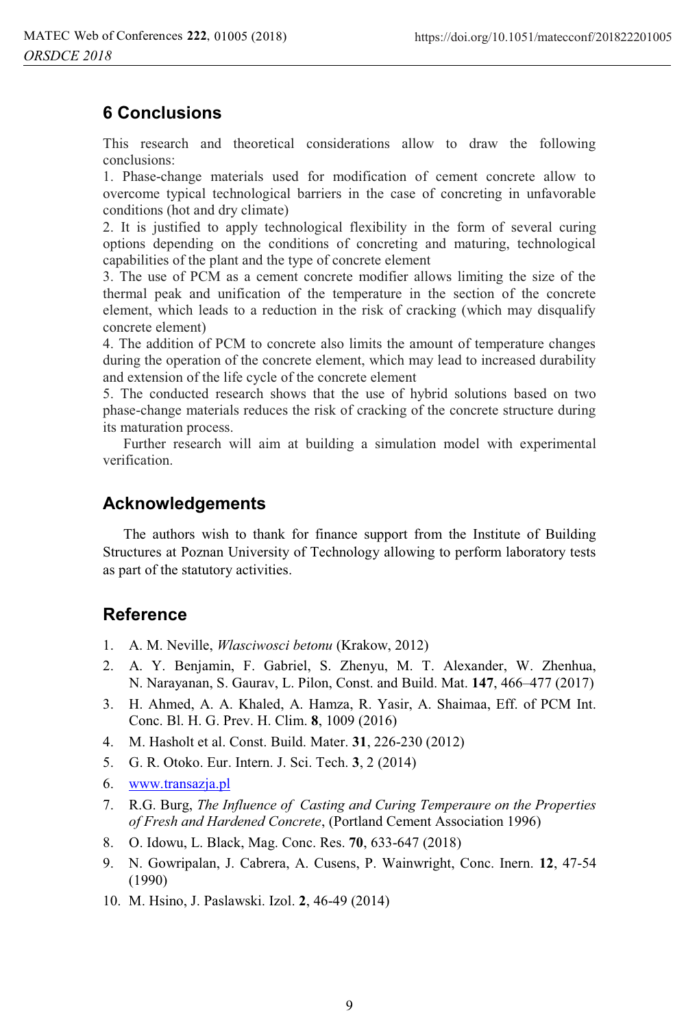## 6 Conclusions

This research and theoretical considerations allow to draw the following conclusions:

1. Phase-change materials used for modification of cement concrete allow to overcome typical technological barriers in the case of concreting in unfavorable conditions (hot and dry climate)
2. It is justified to apply technological flexibility in the form of several curing options depending on the conditions of concreting and maturing, technological capabilities of the plant and the type of concrete element
3. The use of PCM as a cement concrete modifier allows limiting the size of the thermal peak and unification of the temperature in the section of the concrete element, which leads to a reduction in the risk of cracking (which may disqualify concrete element)
4. The addition of PCM to concrete also limits the amount of temperature changes during the operation of the concrete element, which may lead to increased durability and extension of the life cycle of the concrete element
5. The conducted research shows that the use of hybrid solutions based on two phase-change materials reduces the risk of cracking of the concrete structure during its maturation process.

Further research will aim at building a simulation model with experimental verification.

## Acknowledgements

The authors wish to thank for finance support from the Institute of Building Structures at Poznan University of Technology allowing to perform laboratory tests as part of the statutory activities.

## Reference

1. A. M. Neville, *Wlasciwosci betonu* (Krakow, 2012)
2. A. Y. Benjamin, F. Gabriel, S. Zhenyu, M. T. Alexander, W. Zhenhua, N. Narayanan, S. Gaurav, L. Pilon, Const. and Build. Mat. **147**, 466–477 (2017)
3. H. Ahmed, A. A. Khaled, A. Hamza, R. Yasir, A. Shaimaa, Eff. of PCM Int. Conc. Bl. H. G. Prev. H. Clim. **8**, 1009 (2016)
4. M. Hasholt et al. Const. Build. Mater. **31**, 226-230 (2012)
5. G. R. Otoko. Eur. Intern. J. Sci. Tech. **3**, 2 (2014)
6. www.transazja.pl
7. R.G. Burg, *The Influence of Casting and Curing Temperaure on the Properties of Fresh and Hardened Concrete*, (Portland Cement Association 1996)
8. O. Idowu, L. Black, Mag. Conc. Res. **70**, 633-647 (2018)
9. N. Gowripalan, J. Cabrera, A. Cusens, P. Wainwright, Conc. Inern. **12**, 47-54 (1990)
10. M. Hsino, J. Paslawski. Izol. **2**, 46-49 (2014)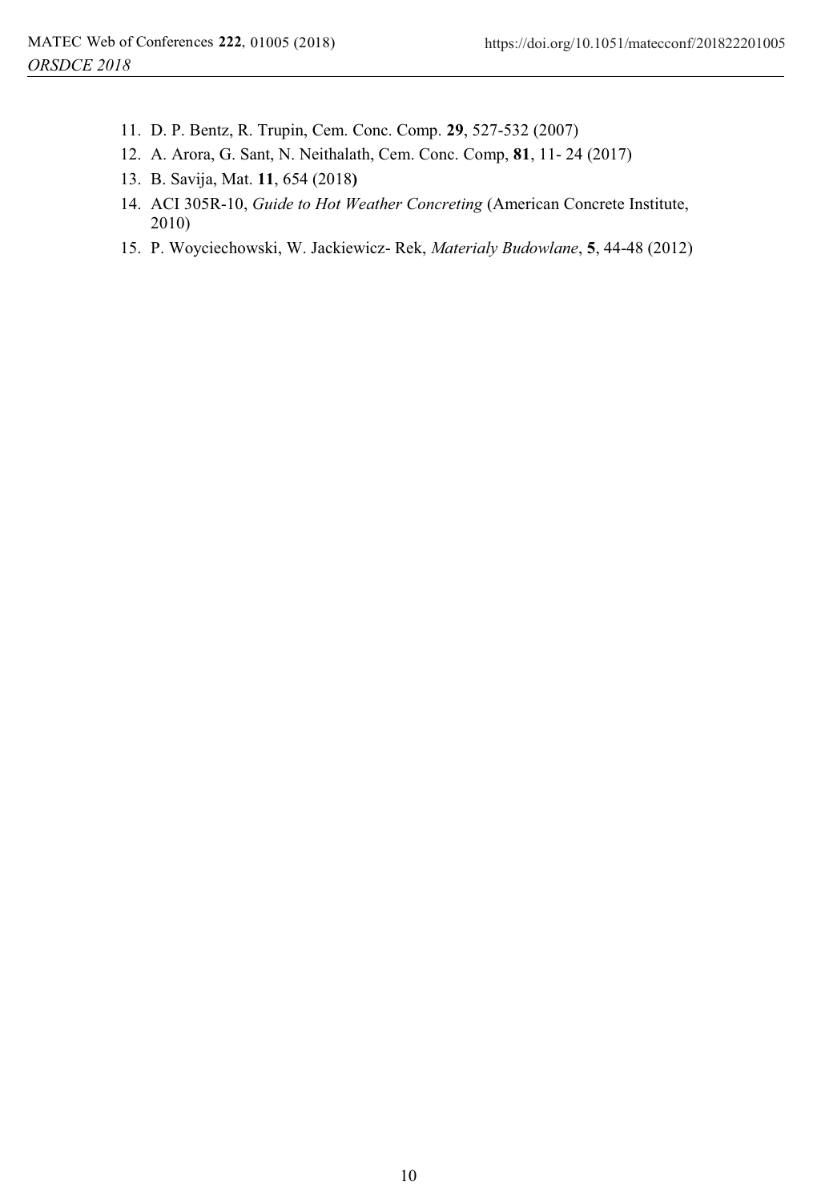11. D. P. Bentz, R. Trupin, Cem. Conc. Comp. **29**, 527-532 (2007)
12. A. Arora, G. Sant, N. Neithalath, Cem. Conc. Comp, **81**, 11- 24 (2017)
13. B. Savija, Mat. **11**, 654 (2018**)**
14. ACI 305R-10, *Guide to Hot Weather Concreting* (American Concrete Institute, 2010)
15. P. Woyciechowski, W. Jackiewicz- Rek, *Materialy Budowlane*, **5**, 44-48 (2012)